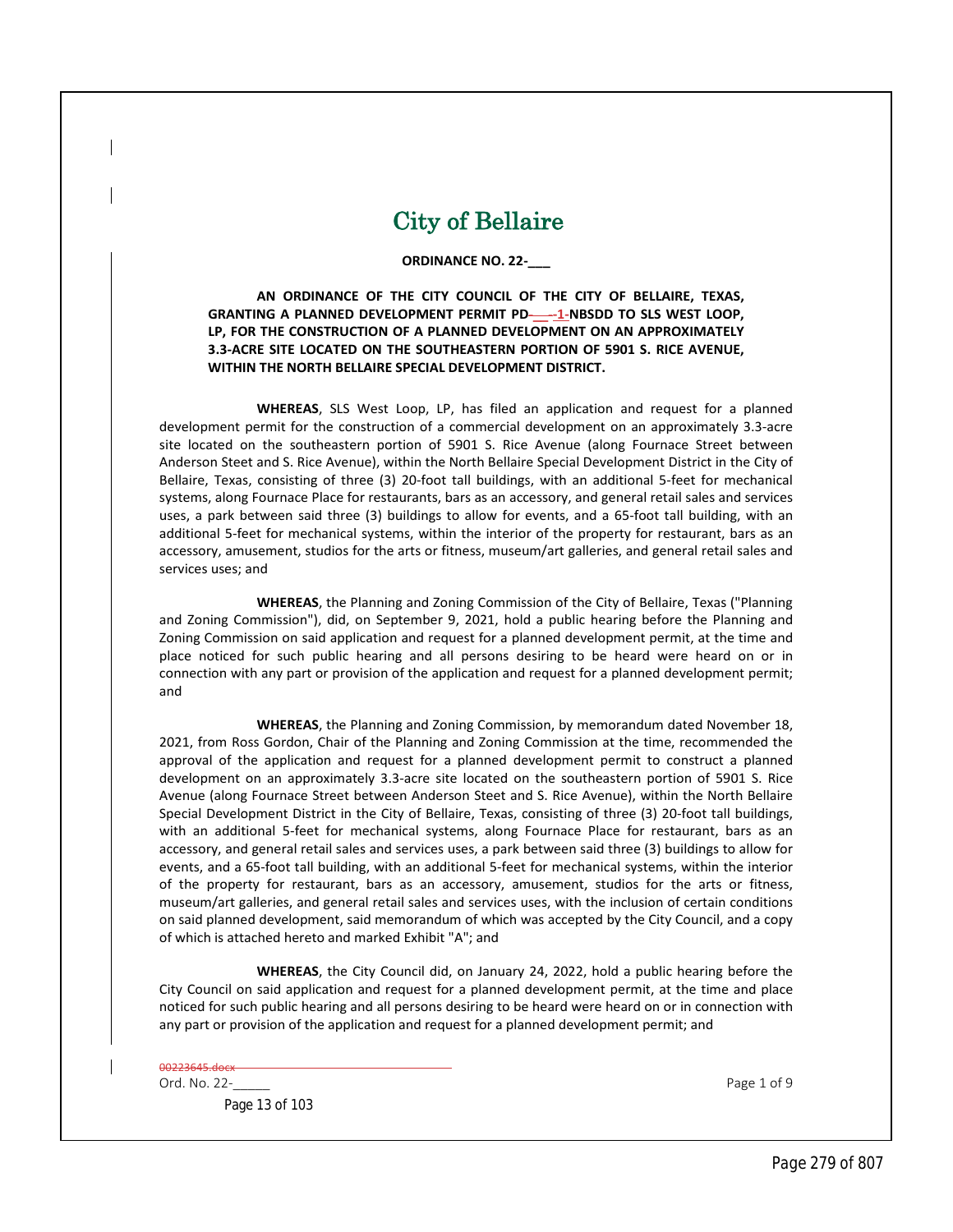# City of Bellaire

**ORDINANCE NO. 22-___**

**AN ORDINANCE OF THE CITY COUNCIL OF THE CITY OF BELLAIRE, TEXAS, GRANTING A PLANNED DEVELOPMENT PERMIT PD-1-NBSDD TO SLS WEST LOOP, LP, FOR THE CONSTRUCTION OF A PLANNED DEVELOPMENT ON AN APPROXIMATELY 3.3-ACRE SITE LOCATED ON THE SOUTHEASTERN PORTION OF 5901 S. RICE AVENUE, WITHIN THE NORTH BELLAIRE SPECIAL DEVELOPMENT DISTRICT.**

**WHEREAS**, SLS West Loop, LP, has filed an application and request for a planned development permit for the construction of a commercial development on an approximately 3.3-acre site located on the southeastern portion of 5901 S. Rice Avenue (along Fournace Street between Anderson Steet and S. Rice Avenue), within the North Bellaire Special Development District in the City of Bellaire, Texas, consisting of three (3) 20-foot tall buildings, with an additional 5-feet for mechanical systems, along Fournace Place for restaurants, bars as an accessory, and general retail sales and services uses, a park between said three (3) buildings to allow for events, and a 65-foot tall building, with an additional 5-feet for mechanical systems, within the interior of the property for restaurant, bars as an accessory, amusement, studios for the arts or fitness, museum/art galleries, and general retail sales and services uses; and

**WHEREAS**, the Planning and Zoning Commission of the City of Bellaire, Texas ("Planning and Zoning Commission"), did, on September 9, 2021, hold a public hearing before the Planning and Zoning Commission on said application and request for a planned development permit, at the time and place noticed for such public hearing and all persons desiring to be heard were heard on or in connection with any part or provision of the application and request for a planned development permit; and

**WHEREAS**, the Planning and Zoning Commission, by memorandum dated November 18, 2021, from Ross Gordon, Chair of the Planning and Zoning Commission at the time, recommended the approval of the application and request for a planned development permit to construct a planned development on an approximately 3.3-acre site located on the southeastern portion of 5901 S. Rice Avenue (along Fournace Street between Anderson Steet and S. Rice Avenue), within the North Bellaire Special Development District in the City of Bellaire, Texas, consisting of three (3) 20-foot tall buildings, with an additional 5-feet for mechanical systems, along Fournace Place for restaurant, bars as an accessory, and general retail sales and services uses, a park between said three (3) buildings to allow for events, and a 65-foot tall building, with an additional 5-feet for mechanical systems, within the interior of the property for restaurant, bars as an accessory, amusement, studios for the arts or fitness, museum/art galleries, and general retail sales and services uses, with the inclusion of certain conditions on said planned development, said memorandum of which was accepted by the City Council, and a copy of which is attached hereto and marked Exhibit "A"; and

**WHEREAS**, the City Council did, on January 24, 2022, hold a public hearing before the City Council on said application and request for a planned development permit, at the time and place noticed for such public hearing and all persons desiring to be heard were heard on or in connection with any part or provision of the application and request for a planned development permit; and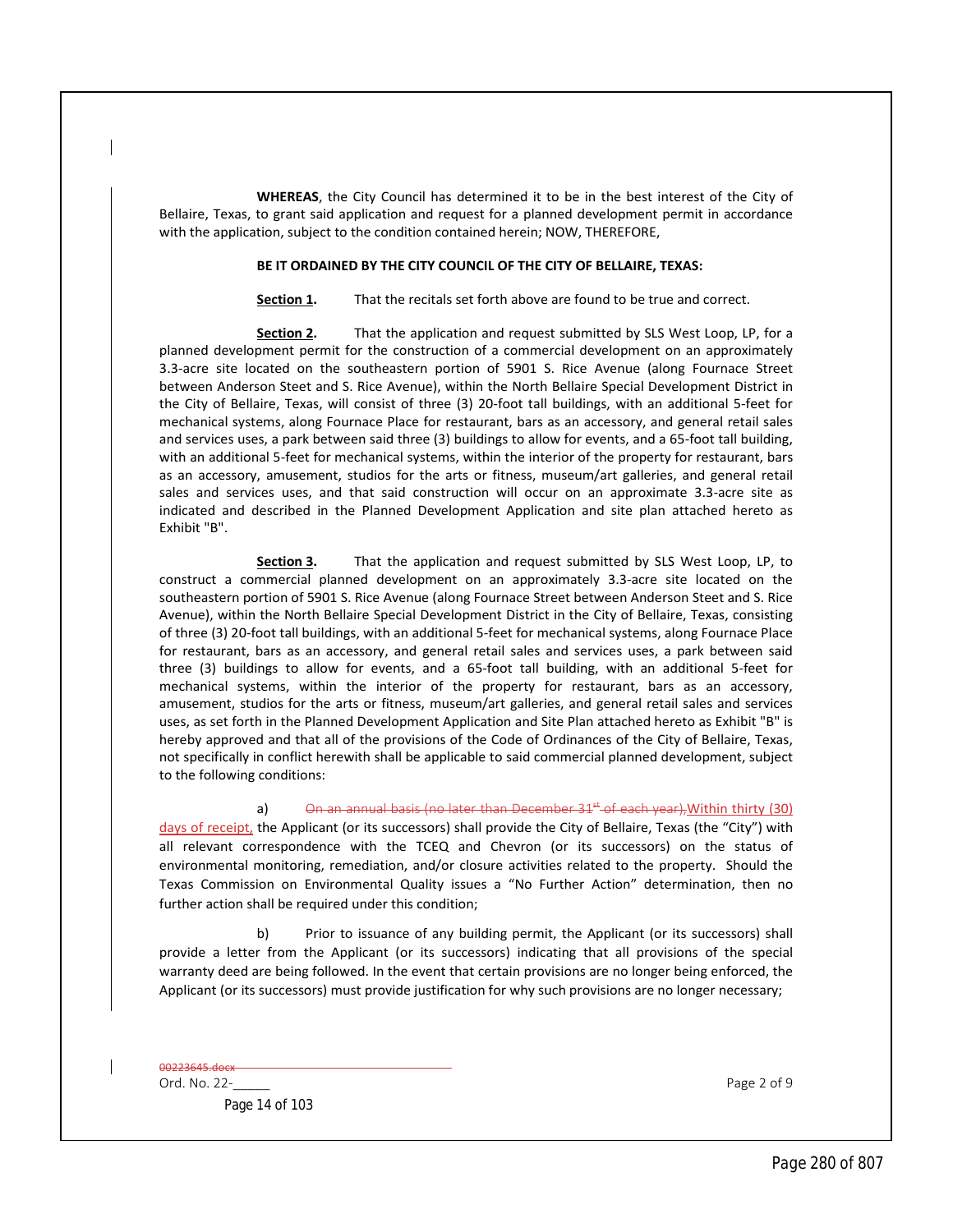**WHEREAS**, the City Council has determined it to be in the best interest of the City of Bellaire, Texas, to grant said application and request for a planned development permit in accordance with the application, subject to the condition contained herein; NOW, THEREFORE,

**BE IT ORDAINED BY THE CITY COUNCIL OF THE CITY OF BELLAIRE, TEXAS:**

**Section 1.** That the recitals set forth above are found to be true and correct.

**Section 2.** That the application and request submitted by SLS West Loop, LP, for a planned development permit for the construction of a commercial development on an approximately 3.3-acre site located on the southeastern portion of 5901 S. Rice Avenue (along Fournace Street between Anderson Steet and S. Rice Avenue), within the North Bellaire Special Development District in the City of Bellaire, Texas, will consist of three (3) 20-foot tall buildings, with an additional 5-feet for mechanical systems, along Fournace Place for restaurant, bars as an accessory, and general retail sales and services uses, a park between said three (3) buildings to allow for events, and a 65-foot tall building, with an additional 5-feet for mechanical systems, within the interior of the property for restaurant, bars as an accessory, amusement, studios for the arts or fitness, museum/art galleries, and general retail sales and services uses, and that said construction will occur on an approximate 3.3-acre site as indicated and described in the Planned Development Application and site plan attached hereto as Exhibit "B".

**Section 3.** That the application and request submitted by SLS West Loop, LP, to construct a commercial planned development on an approximately 3.3-acre site located on the southeastern portion of 5901 S. Rice Avenue (along Fournace Street between Anderson Steet and S. Rice Avenue), within the North Bellaire Special Development District in the City of Bellaire, Texas, consisting of three (3) 20-foot tall buildings, with an additional 5-feet for mechanical systems, along Fournace Place for restaurant, bars as an accessory, and general retail sales and services uses, a park between said three (3) buildings to allow for events, and a 65-foot tall building, with an additional 5-feet for mechanical systems, within the interior of the property for restaurant, bars as an accessory, amusement, studios for the arts or fitness, museum/art galleries, and general retail sales and services uses, as set forth in the Planned Development Application and Site Plan attached hereto as Exhibit "B" is hereby approved and that all of the provisions of the Code of Ordinances of the City of Bellaire, Texas, not specifically in conflict herewith shall be applicable to said commercial planned development, subject to the following conditions:

a) ~~On an annual basis (no later than December 31st of each year),~~ Within thirty (30) days of receipt, the Applicant (or its successors) shall provide the City of Bellaire, Texas (the "City") with all relevant correspondence with the TCEQ and Chevron (or its successors) on the status of environmental monitoring, remediation, and/or closure activities related to the property. Should the Texas Commission on Environmental Quality issues a "No Further Action" determination, then no further action shall be required under this condition;

b) Prior to issuance of any building permit, the Applicant (or its successors) shall provide a letter from the Applicant (or its successors) indicating that all provisions of the special warranty deed are being followed. In the event that certain provisions are no longer being enforced, the Applicant (or its successors) must provide justification for why such provisions are no longer necessary;

~~00223645.docx~~
Ord. No. 22-\_\_\_\_\_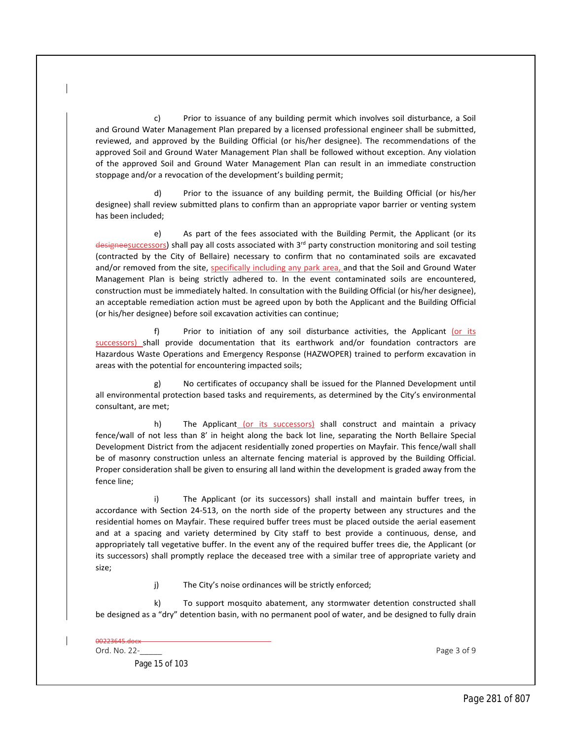c) Prior to issuance of any building permit which involves soil disturbance, a Soil and Ground Water Management Plan prepared by a licensed professional engineer shall be submitted, reviewed, and approved by the Building Official (or his/her designee). The recommendations of the approved Soil and Ground Water Management Plan shall be followed without exception. Any violation of the approved Soil and Ground Water Management Plan can result in an immediate construction stoppage and/or a revocation of the development's building permit;

d) Prior to the issuance of any building permit, the Building Official (or his/her designee) shall review submitted plans to confirm than an appropriate vapor barrier or venting system has been included;

e) As part of the fees associated with the Building Permit, the Applicant (or its ~~designee~~successors) shall pay all costs associated with 3rd party construction monitoring and soil testing (contracted by the City of Bellaire) necessary to confirm that no contaminated soils are excavated and/or removed from the site, specifically including any park area, and that the Soil and Ground Water Management Plan is being strictly adhered to. In the event contaminated soils are encountered, construction must be immediately halted. In consultation with the Building Official (or his/her designee), an acceptable remediation action must be agreed upon by both the Applicant and the Building Official (or his/her designee) before soil excavation activities can continue;

f) Prior to initiation of any soil disturbance activities, the Applicant (or its successors) shall provide documentation that its earthwork and/or foundation contractors are Hazardous Waste Operations and Emergency Response (HAZWOPER) trained to perform excavation in areas with the potential for encountering impacted soils;

g) No certificates of occupancy shall be issued for the Planned Development until all environmental protection based tasks and requirements, as determined by the City's environmental consultant, are met;

h) The Applicant (or its successors) shall construct and maintain a privacy fence/wall of not less than 8' in height along the back lot line, separating the North Bellaire Special Development District from the adjacent residentially zoned properties on Mayfair. This fence/wall shall be of masonry construction unless an alternate fencing material is approved by the Building Official. Proper consideration shall be given to ensuring all land within the development is graded away from the fence line;

i) The Applicant (or its successors) shall install and maintain buffer trees, in accordance with Section 24-513, on the north side of the property between any structures and the residential homes on Mayfair. These required buffer trees must be placed outside the aerial easement and at a spacing and variety determined by City staff to best provide a continuous, dense, and appropriately tall vegetative buffer. In the event any of the required buffer trees die, the Applicant (or its successors) shall promptly replace the deceased tree with a similar tree of appropriate variety and size;

j) The City's noise ordinances will be strictly enforced;

k) To support mosquito abatement, any stormwater detention constructed shall be designed as a "dry" detention basin, with no permanent pool of water, and be designed to fully drain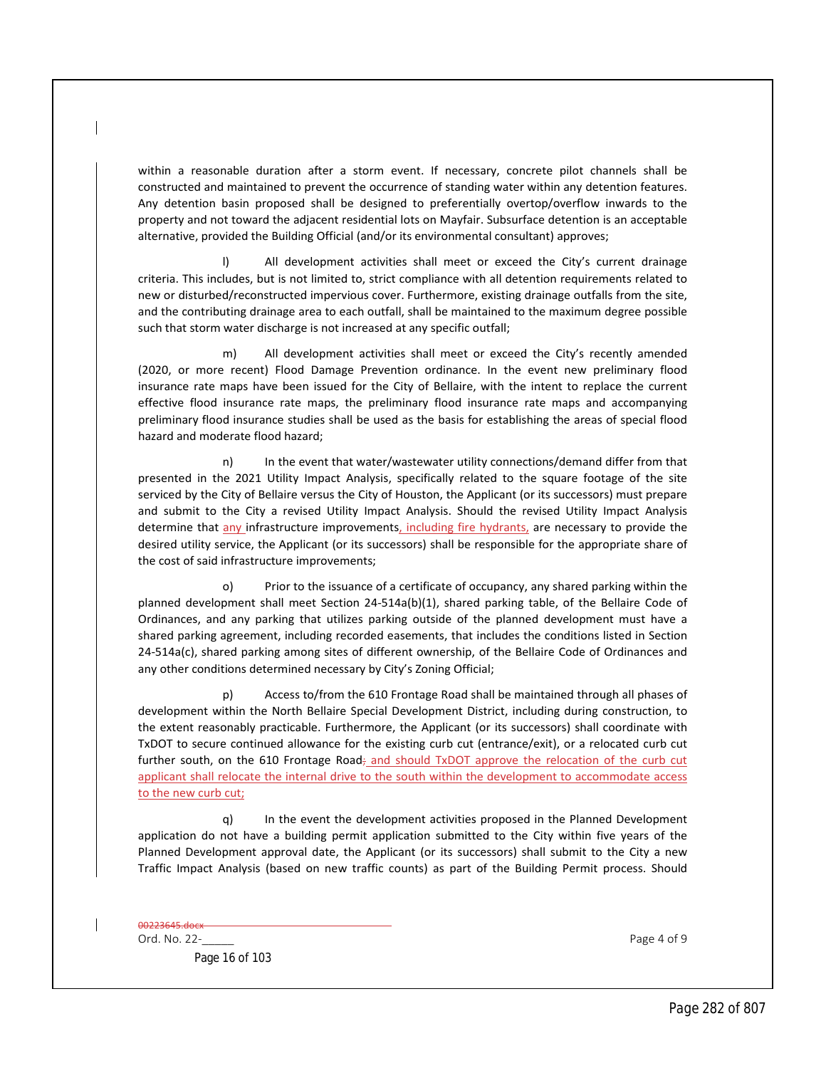within a reasonable duration after a storm event. If necessary, concrete pilot channels shall be constructed and maintained to prevent the occurrence of standing water within any detention features. Any detention basin proposed shall be designed to preferentially overtop/overflow inwards to the property and not toward the adjacent residential lots on Mayfair. Subsurface detention is an acceptable alternative, provided the Building Official (and/or its environmental consultant) approves;

l) All development activities shall meet or exceed the City's current drainage criteria. This includes, but is not limited to, strict compliance with all detention requirements related to new or disturbed/reconstructed impervious cover. Furthermore, existing drainage outfalls from the site, and the contributing drainage area to each outfall, shall be maintained to the maximum degree possible such that storm water discharge is not increased at any specific outfall;

m) All development activities shall meet or exceed the City's recently amended (2020, or more recent) Flood Damage Prevention ordinance. In the event new preliminary flood insurance rate maps have been issued for the City of Bellaire, with the intent to replace the current effective flood insurance rate maps, the preliminary flood insurance rate maps and accompanying preliminary flood insurance studies shall be used as the basis for establishing the areas of special flood hazard and moderate flood hazard;

n) In the event that water/wastewater utility connections/demand differ from that presented in the 2021 Utility Impact Analysis, specifically related to the square footage of the site serviced by the City of Bellaire versus the City of Houston, the Applicant (or its successors) must prepare and submit to the City a revised Utility Impact Analysis. Should the revised Utility Impact Analysis determine that any infrastructure improvements, including fire hydrants, are necessary to provide the desired utility service, the Applicant (or its successors) shall be responsible for the appropriate share of the cost of said infrastructure improvements;

o) Prior to the issuance of a certificate of occupancy, any shared parking within the planned development shall meet Section 24-514a(b)(1), shared parking table, of the Bellaire Code of Ordinances, and any parking that utilizes parking outside of the planned development must have a shared parking agreement, including recorded easements, that includes the conditions listed in Section 24-514a(c), shared parking among sites of different ownership, of the Bellaire Code of Ordinances and any other conditions determined necessary by City's Zoning Official;

p) Access to/from the 610 Frontage Road shall be maintained through all phases of development within the North Bellaire Special Development District, including during construction, to the extent reasonably practicable. Furthermore, the Applicant (or its successors) shall coordinate with TxDOT to secure continued allowance for the existing curb cut (entrance/exit), or a relocated curb cut further south, on the 610 Frontage Road~~;~~ and should TxDOT approve the relocation of the curb cut applicant shall relocate the internal drive to the south within the development to accommodate access to the new curb cut;

q) In the event the development activities proposed in the Planned Development application do not have a building permit application submitted to the City within five years of the Planned Development approval date, the Applicant (or its successors) shall submit to the City a new Traffic Impact Analysis (based on new traffic counts) as part of the Building Permit process. Should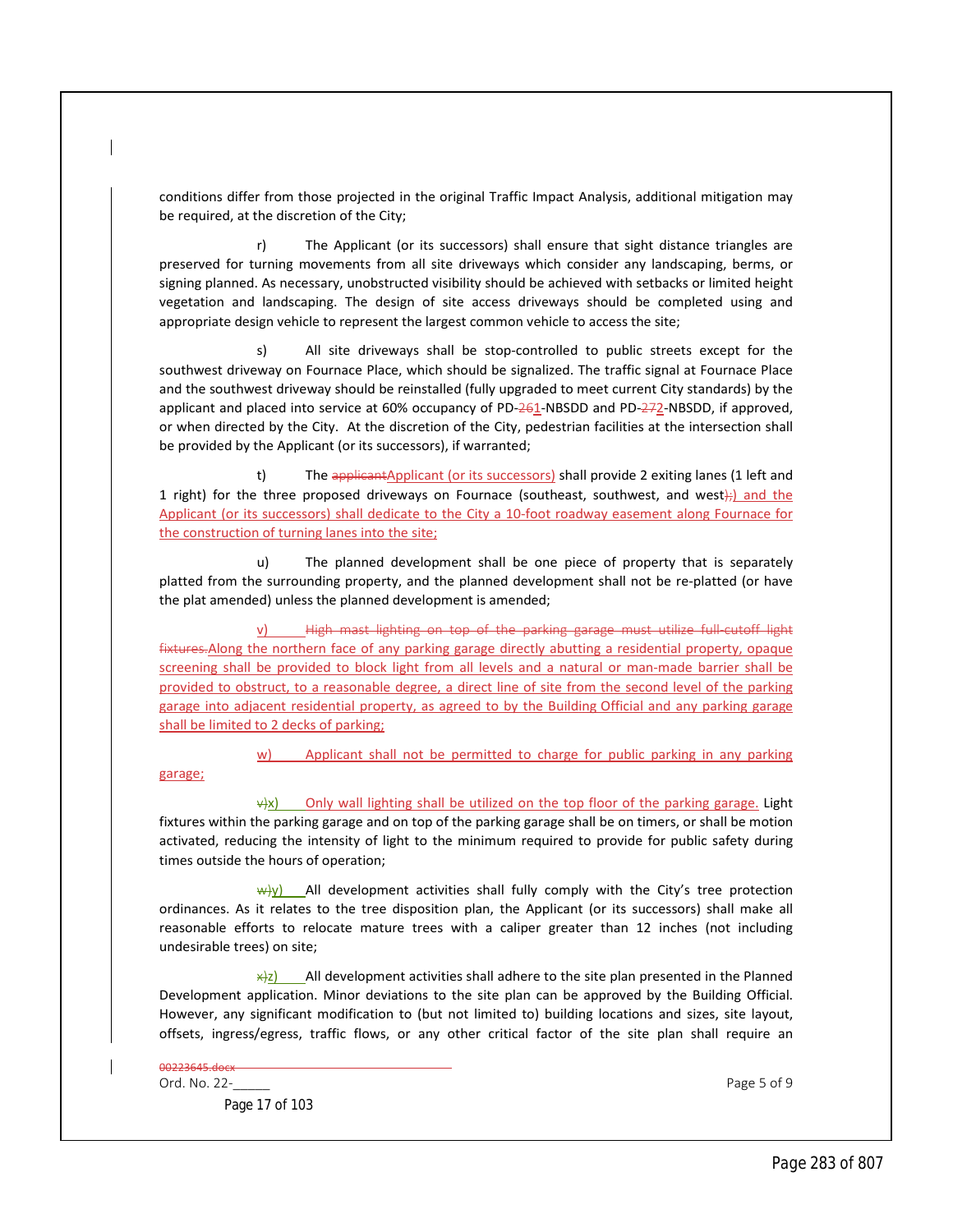conditions differ from those projected in the original Traffic Impact Analysis, additional mitigation may be required, at the discretion of the City;

r) The Applicant (or its successors) shall ensure that sight distance triangles are preserved for turning movements from all site driveways which consider any landscaping, berms, or signing planned. As necessary, unobstructed visibility should be achieved with setbacks or limited height vegetation and landscaping. The design of site access driveways should be completed using and appropriate design vehicle to represent the largest common vehicle to access the site;

s) All site driveways shall be stop-controlled to public streets except for the southwest driveway on Fournace Place, which should be signalized. The traffic signal at Fournace Place and the southwest driveway should be reinstalled (fully upgraded to meet current City standards) by the applicant and placed into service at 60% occupancy of PD-~~26~~1-NBSDD and PD-~~27~~2-NBSDD, if approved, or when directed by the City. At the discretion of the City, pedestrian facilities at the intersection shall be provided by the Applicant (or its successors), if warranted;

t) The ~~applicant~~Applicant (or its successors) shall provide 2 exiting lanes (1 left and 1 right) for the three proposed driveways on Fournace (southeast, southwest, and west~~);~~) and the Applicant (or its successors) shall dedicate to the City a 10-foot roadway easement along Fournace for the construction of turning lanes into the site;

u) The planned development shall be one piece of property that is separately platted from the surrounding property, and the planned development shall not be re-platted (or have the plat amended) unless the planned development is amended;

v) ~~High mast lighting on top of the parking garage must utilize full-cutoff light fixtures.~~Along the northern face of any parking garage directly abutting a residential property, opaque screening shall be provided to block light from all levels and a natural or man-made barrier shall be provided to obstruct, to a reasonable degree, a direct line of site from the second level of the parking garage into adjacent residential property, as agreed to by the Building Official and any parking garage shall be limited to 2 decks of parking;

w) Applicant shall not be permitted to charge for public parking in any parking garage;

~~v)~~x) Only wall lighting shall be utilized on the top floor of the parking garage. Light fixtures within the parking garage and on top of the parking garage shall be on timers, or shall be motion activated, reducing the intensity of light to the minimum required to provide for public safety during times outside the hours of operation;

~~w)~~y) All development activities shall fully comply with the City's tree protection ordinances. As it relates to the tree disposition plan, the Applicant (or its successors) shall make all reasonable efforts to relocate mature trees with a caliper greater than 12 inches (not including undesirable trees) on site;

~~x)~~z) All development activities shall adhere to the site plan presented in the Planned Development application. Minor deviations to the site plan can be approved by the Building Official. However, any significant modification to (but not limited to) building locations and sizes, site layout, offsets, ingress/egress, traffic flows, or any other critical factor of the site plan shall require an

~~00223645.docx~~
Ord. No. 22-\_\_\_\_\_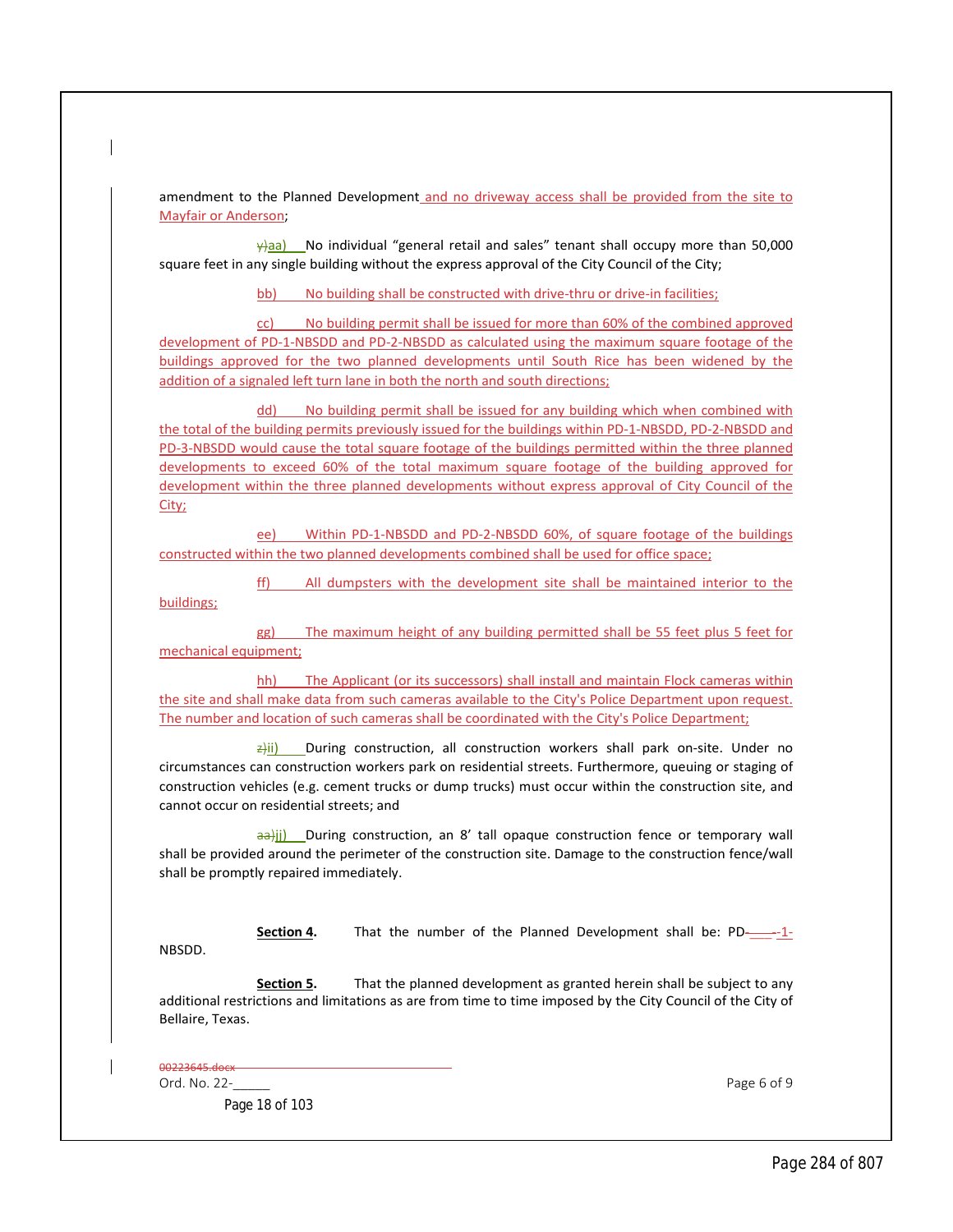amendment to the Planned Development and no driveway access shall be provided from the site to Mayfair or Anderson;

y)aa) No individual "general retail and sales" tenant shall occupy more than 50,000 square feet in any single building without the express approval of the City Council of the City;

bb) No building shall be constructed with drive-thru or drive-in facilities;

cc) No building permit shall be issued for more than 60% of the combined approved development of PD-1-NBSDD and PD-2-NBSDD as calculated using the maximum square footage of the buildings approved for the two planned developments until South Rice has been widened by the addition of a signaled left turn lane in both the north and south directions;

dd) No building permit shall be issued for any building which when combined with the total of the building permits previously issued for the buildings within PD-1-NBSDD, PD-2-NBSDD and PD-3-NBSDD would cause the total square footage of the buildings permitted within the three planned developments to exceed 60% of the total maximum square footage of the building approved for development within the three planned developments without express approval of City Council of the City;

ee) Within PD-1-NBSDD and PD-2-NBSDD 60%, of square footage of the buildings constructed within the two planned developments combined shall be used for office space;

ff) All dumpsters with the development site shall be maintained interior to the buildings;

gg) The maximum height of any building permitted shall be 55 feet plus 5 feet for mechanical equipment;

hh) The Applicant (or its successors) shall install and maintain Flock cameras within the site and shall make data from such cameras available to the City's Police Department upon request. The number and location of such cameras shall be coordinated with the City's Police Department;

z)ii) During construction, all construction workers shall park on-site. Under no circumstances can construction workers park on residential streets. Furthermore, queuing or staging of construction vehicles (e.g. cement trucks or dump trucks) must occur within the construction site, and cannot occur on residential streets; and

aa)jj) During construction, an 8' tall opaque construction fence or temporary wall shall be provided around the perimeter of the construction site. Damage to the construction fence/wall shall be promptly repaired immediately.

**Section 4.** That the number of the Planned Development shall be: PD-____-1-NBSDD.

**Section 5.** That the planned development as granted herein shall be subject to any additional restrictions and limitations as are from time to time imposed by the City Council of the City of Bellaire, Texas.

00223645.docx

Ord. No. 22-_____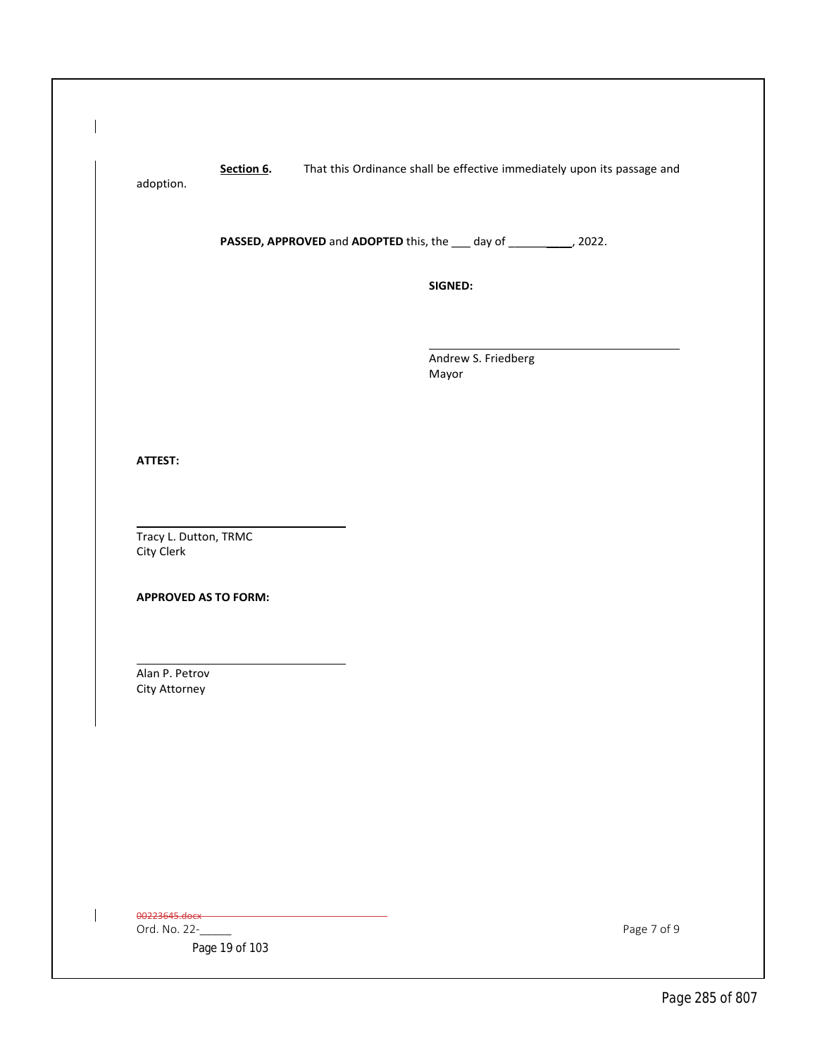**Section 6.** That this Ordinance shall be effective immediately upon its passage and adoption.

**PASSED, APPROVED** and **ADOPTED** this, the ___ day of __________, 2022.

**SIGNED:**

______________________________
Andrew S. Friedberg
Mayor

**ATTEST:**

______________________________
Tracy L. Dutton, TRMC
City Clerk

**APPROVED AS TO FORM:**

______________________________
Alan P. Petrov
City Attorney

~~00223645.docx~~
Ord. No. 22-_____